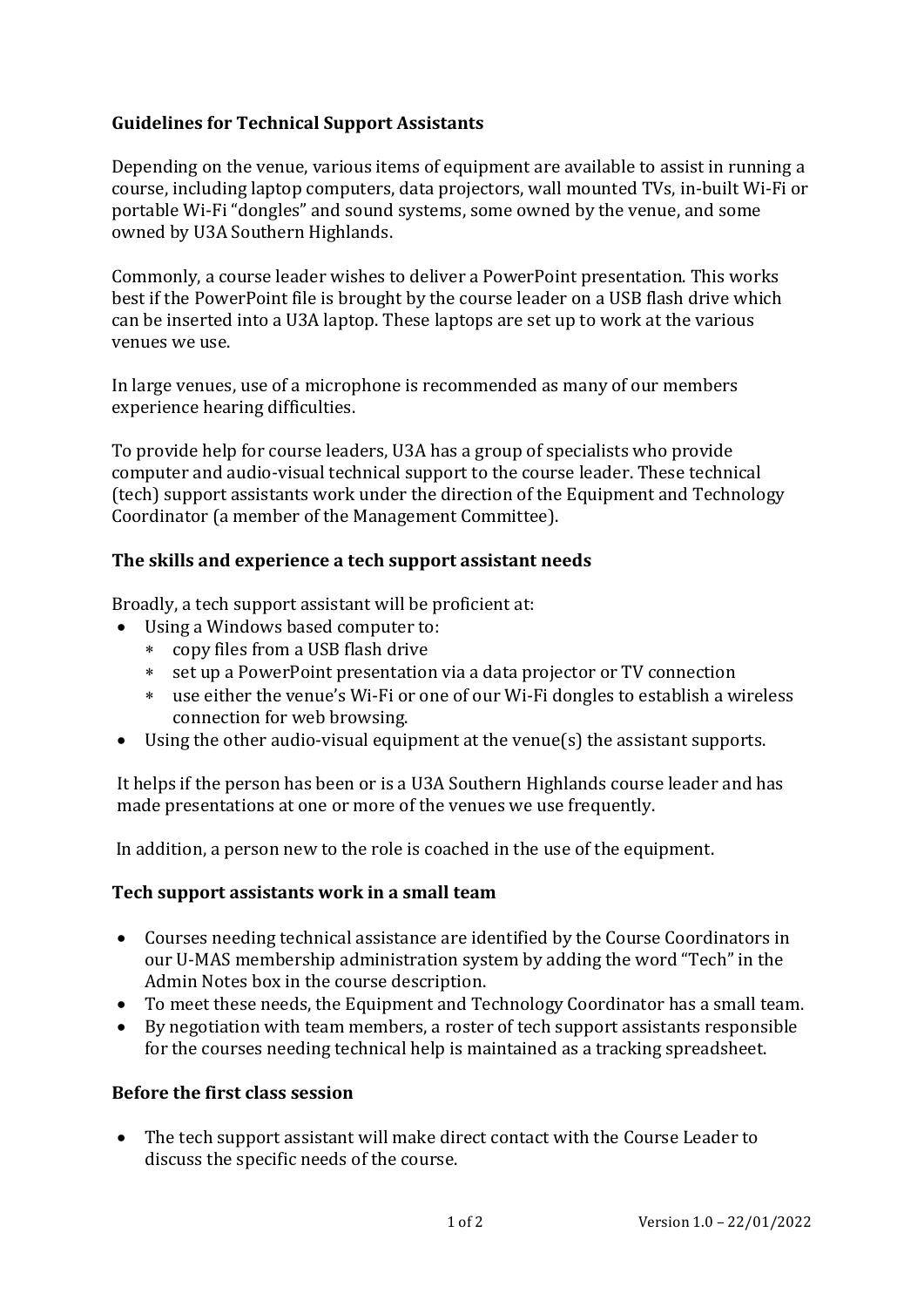# Guidelines for Technical Support Assistants

Depending on the venue, various items of equipment are available to assist in running a course, including laptop computers, data projectors, wall mounted TVs, in-built Wi-Fi or portable Wi-Fi "dongles" and sound systems, some owned by the venue, and some owned by U3A Southern Highlands.

Commonly, a course leader wishes to deliver a PowerPoint presentation. This works best if the PowerPoint file is brought by the course leader on a USB flash drive which can be inserted into a U3A laptop. These laptops are set up to work at the various venues we use.

In large venues, use of a microphone is recommended as many of our members experience hearing difficulties.

To provide help for course leaders, U3A has a group of specialists who provide computer and audio-visual technical support to the course leader. These technical (tech) support assistants work under the direction of the Equipment and Technology Coordinator (a member of the Management Committee).

## The skills and experience a tech support assistant needs

Broadly, a tech support assistant will be proficient at:

- Using a Windows based computer to:
  - copy files from a USB flash drive
  - set up a PowerPoint presentation via a data projector or TV connection
  - use either the venue's Wi-Fi or one of our Wi-Fi dongles to establish a wireless connection for web browsing.
- Using the other audio-visual equipment at the venue(s) the assistant supports.

It helps if the person has been or is a U3A Southern Highlands course leader and has made presentations at one or more of the venues we use frequently.

In addition, a person new to the role is coached in the use of the equipment.

## Tech support assistants work in a small team

- Courses needing technical assistance are identified by the Course Coordinators in our U-MAS membership administration system by adding the word "Tech" in the Admin Notes box in the course description.
- To meet these needs, the Equipment and Technology Coordinator has a small team.
- By negotiation with team members, a roster of tech support assistants responsible for the courses needing technical help is maintained as a tracking spreadsheet.

## Before the first class session

- The tech support assistant will make direct contact with the Course Leader to discuss the specific needs of the course.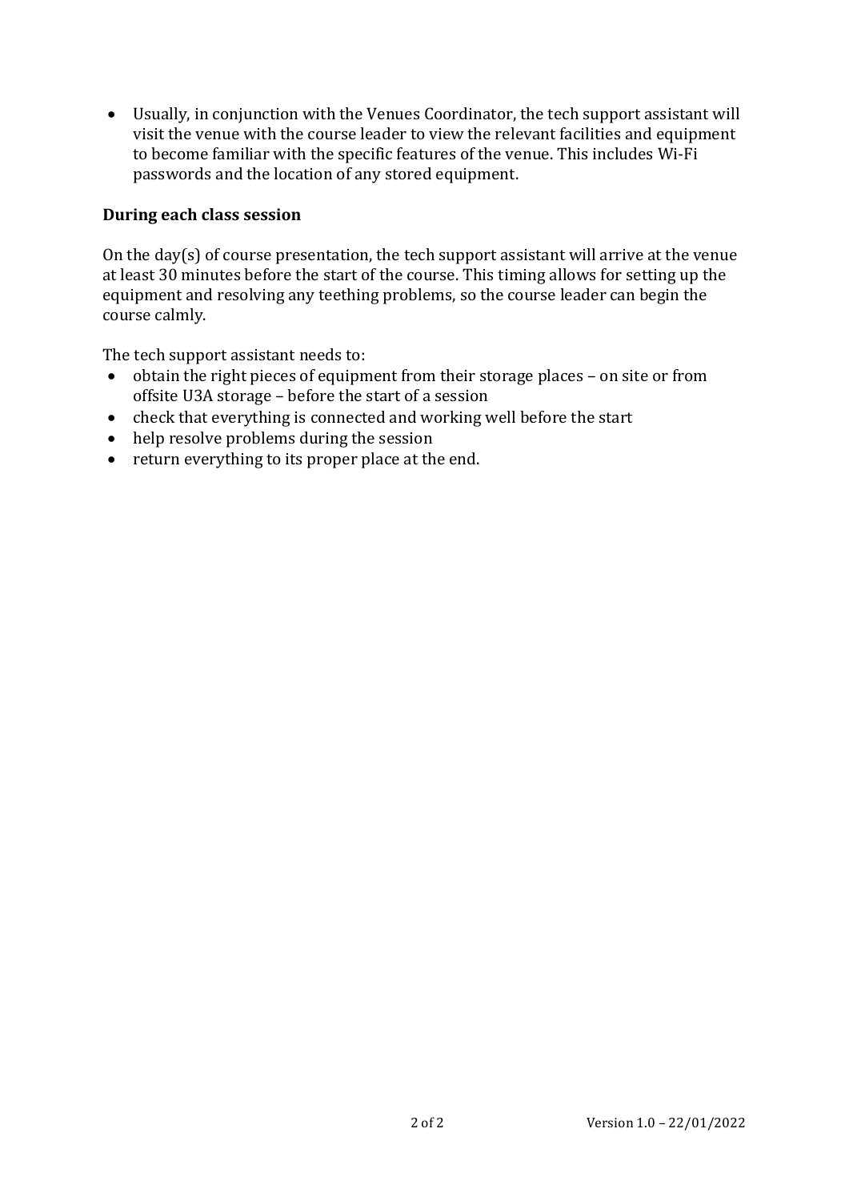- Usually, in conjunction with the Venues Coordinator, the tech support assistant will visit the venue with the course leader to view the relevant facilities and equipment to become familiar with the specific features of the venue. This includes Wi-Fi passwords and the location of any stored equipment.

**During each class session**

On the day(s) of course presentation, the tech support assistant will arrive at the venue at least 30 minutes before the start of the course. This timing allows for setting up the equipment and resolving any teething problems, so the course leader can begin the course calmly.

The tech support assistant needs to:

- obtain the right pieces of equipment from their storage places – on site or from offsite U3A storage – before the start of a session
- check that everything is connected and working well before the start
- help resolve problems during the session
- return everything to its proper place at the end.